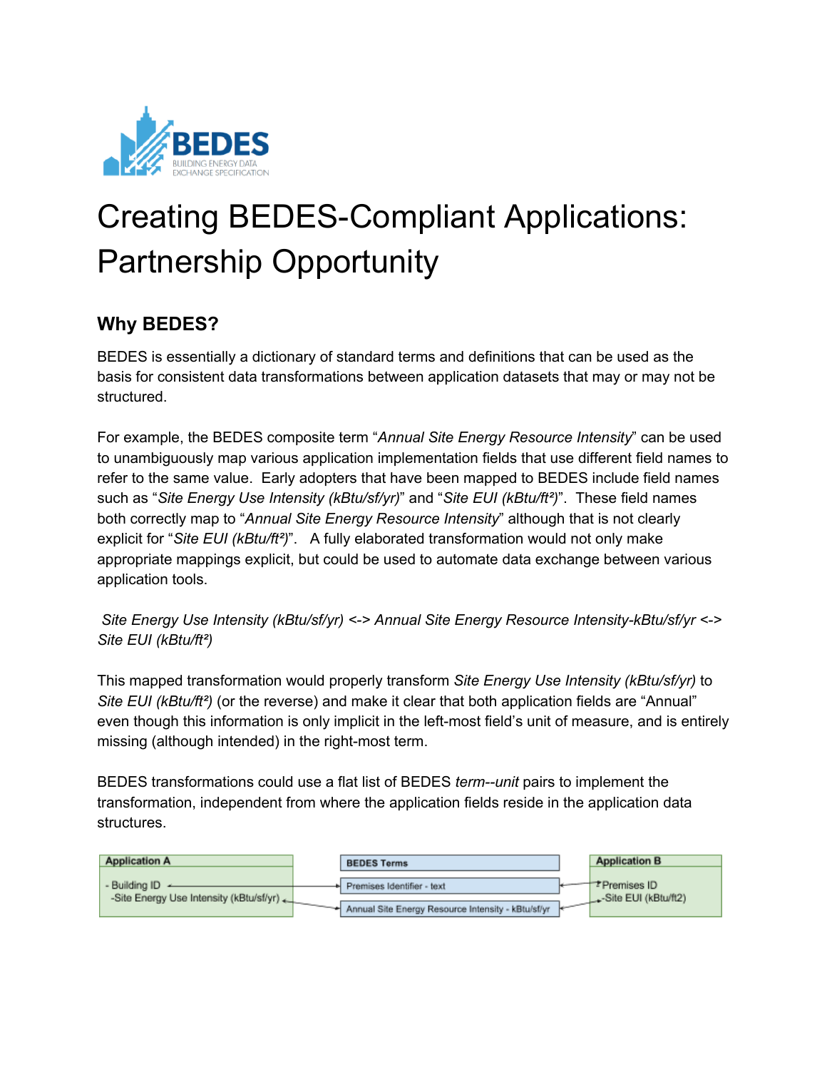BEDES
BUILDING ENERGY DATA
EXCHANGE SPECIFICATION

# Creating BEDES-Compliant Applications: Partnership Opportunity

## Why BEDES?

BEDES is essentially a dictionary of standard terms and definitions that can be used as the basis for consistent data transformations between application datasets that may or may not be structured.

For example, the BEDES composite term "*Annual Site Energy Resource Intensity*" can be used to unambiguously map various application implementation fields that use different field names to refer to the same value. Early adopters that have been mapped to BEDES include field names such as "*Site Energy Use Intensity (kBtu/sf/yr)*" and "*Site EUI (kBtu/ft²)*". These field names both correctly map to "*Annual Site Energy Resource Intensity*" although that is not clearly explicit for "*Site EUI (kBtu/ft²)*". A fully elaborated transformation would not only make appropriate mappings explicit, but could be used to automate data exchange between various application tools.

*Site Energy Use Intensity (kBtu/sf/yr)* <-> *Annual Site Energy Resource Intensity-kBtu/sf/yr* <-> *Site EUI (kBtu/ft²)*

This mapped transformation would properly transform *Site Energy Use Intensity (kBtu/sf/yr)* to *Site EUI (kBtu/ft²)* (or the reverse) and make it clear that both application fields are "Annual" even though this information is only implicit in the left-most field's unit of measure, and is entirely missing (although intended) in the right-most term.

BEDES transformations could use a flat list of BEDES *term--unit* pairs to implement the transformation, independent from where the application fields reside in the application data structures.

| Application A | BEDES Terms | Application B |
|---|---|---|
| - Building ID | Premises Identifier - text | Premises ID |
| -Site Energy Use Intensity (kBtu/sf/yr) | Annual Site Energy Resource Intensity - kBtu/sf/yr | -Site EUI (kBtu/ft2) |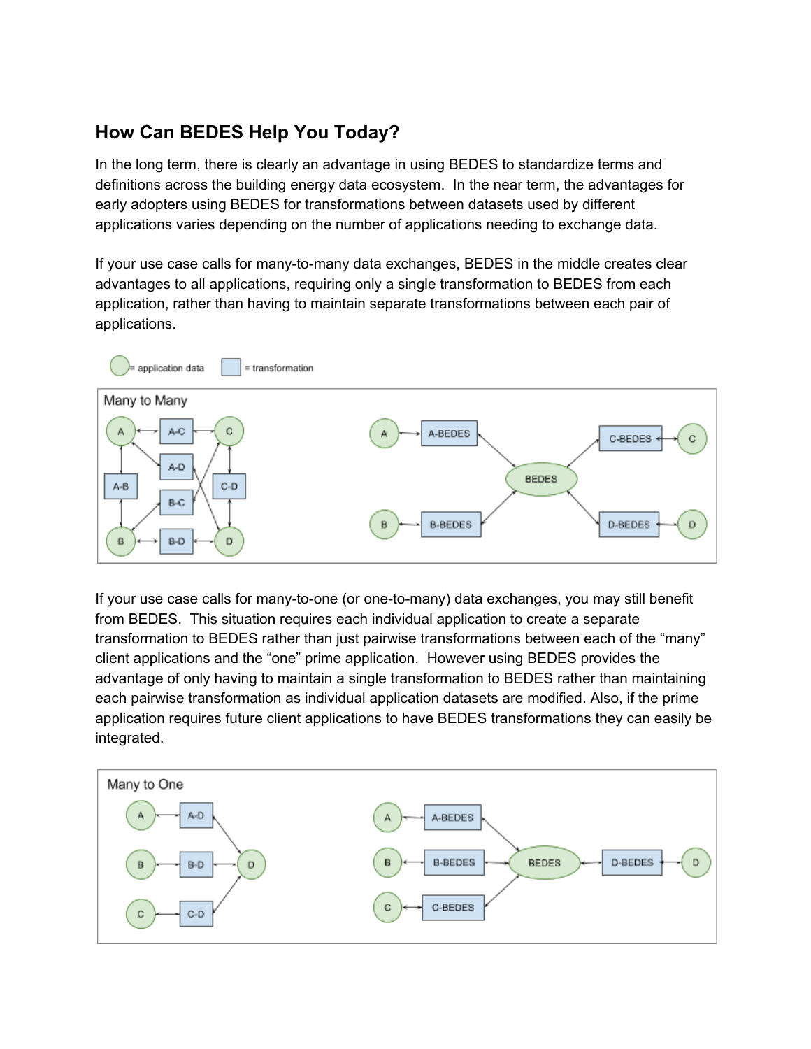## How Can BEDES Help You Today?

In the long term, there is clearly an advantage in using BEDES to standardize terms and definitions across the building energy data ecosystem. In the near term, the advantages for early adopters using BEDES for transformations between datasets used by different applications varies depending on the number of applications needing to exchange data.

If your use case calls for many-to-many data exchanges, BEDES in the middle creates clear advantages to all applications, requiring only a single transformation to BEDES from each application, rather than having to maintain separate transformations between each pair of applications.

If your use case calls for many-to-one (or one-to-many) data exchanges, you may still benefit from BEDES. This situation requires each individual application to create a separate transformation to BEDES rather than just pairwise transformations between each of the "many" client applications and the "one" prime application. However using BEDES provides the advantage of only having to maintain a single transformation to BEDES rather than maintaining each pairwise transformation as individual application datasets are modified. Also, if the prime application requires future client applications to have BEDES transformations they can easily be integrated.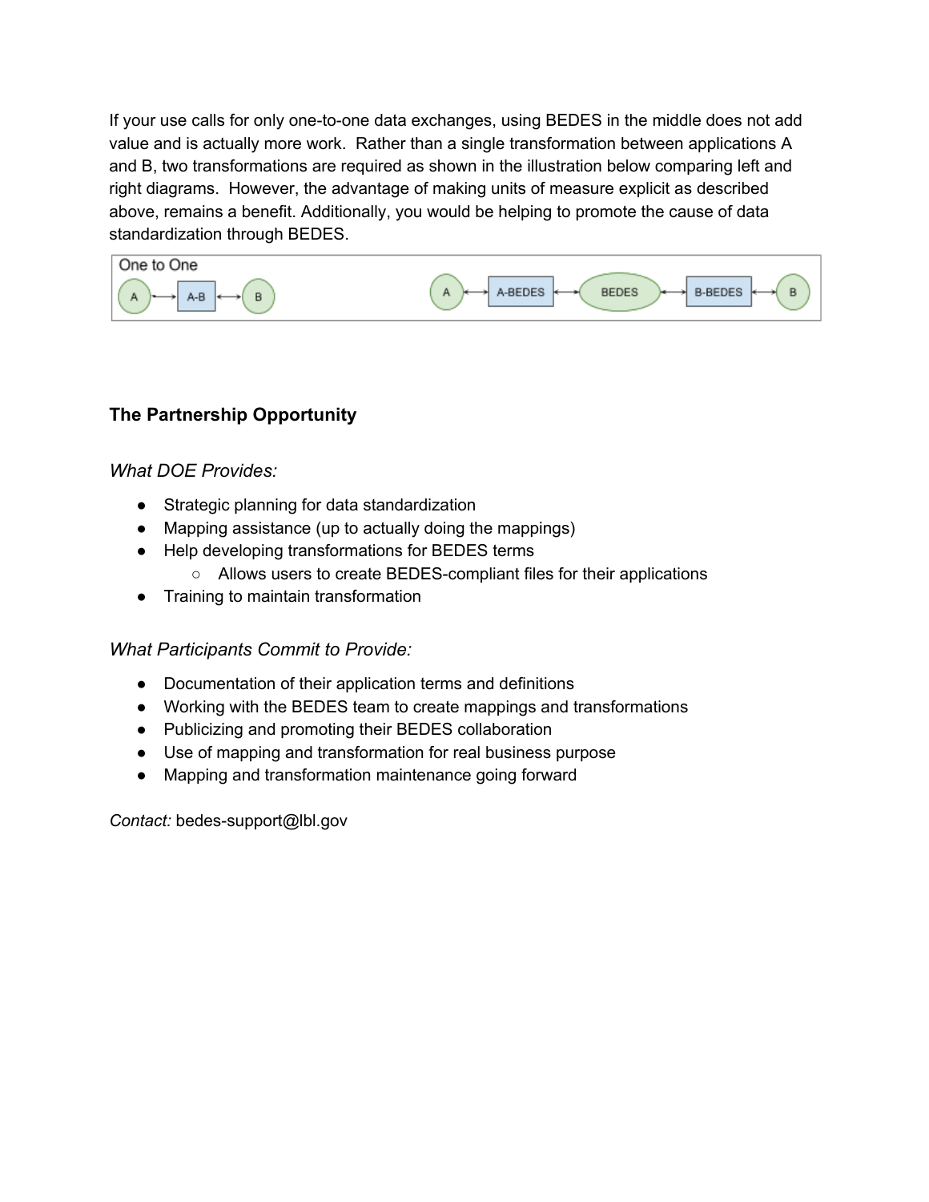If your use calls for only one-to-one data exchanges, using BEDES in the middle does not add value and is actually more work. Rather than a single transformation between applications A and B, two transformations are required as shown in the illustration below comparing left and right diagrams. However, the advantage of making units of measure explicit as described above, remains a benefit. Additionally, you would be helping to promote the cause of data standardization through BEDES.

One to One

A ⟷ A-B ⟷ B

A ⟷ A-BEDES ⟷ BEDES ⟷ B-BEDES ⟷ B

## The Partnership Opportunity

*What DOE Provides:*

- Strategic planning for data standardization
- Mapping assistance (up to actually doing the mappings)
- Help developing transformations for BEDES terms
  - Allows users to create BEDES-compliant files for their applications
- Training to maintain transformation

*What Participants Commit to Provide:*

- Documentation of their application terms and definitions
- Working with the BEDES team to create mappings and transformations
- Publicizing and promoting their BEDES collaboration
- Use of mapping and transformation for real business purpose
- Mapping and transformation maintenance going forward

*Contact:* bedes-support@lbl.gov